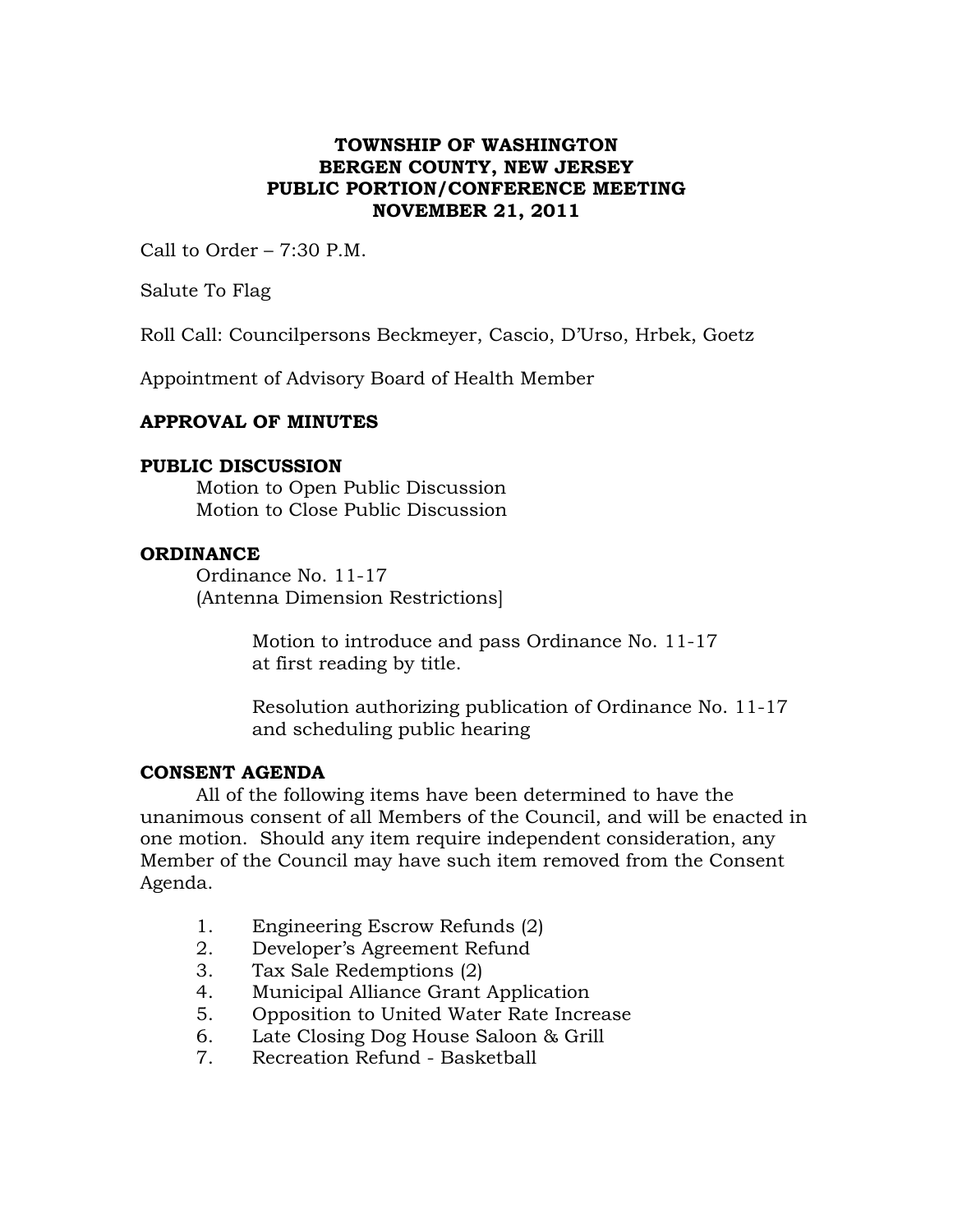# TOWNSHIP OF WASHINGTON
# BERGEN COUNTY, NEW JERSEY
# PUBLIC PORTION/CONFERENCE MEETING
# NOVEMBER 21, 2011

Call to Order – 7:30 P.M.

Salute To Flag

Roll Call: Councilpersons Beckmeyer, Cascio, D'Urso, Hrbek, Goetz

Appointment of Advisory Board of Health Member

## APPROVAL OF MINUTES

## PUBLIC DISCUSSION

Motion to Open Public Discussion
Motion to Close Public Discussion

## ORDINANCE

Ordinance No. 11-17
(Antenna Dimension Restrictions]

Motion to introduce and pass Ordinance No. 11-17 at first reading by title.

Resolution authorizing publication of Ordinance No. 11-17 and scheduling public hearing

## CONSENT AGENDA

All of the following items have been determined to have the unanimous consent of all Members of the Council, and will be enacted in one motion. Should any item require independent consideration, any Member of the Council may have such item removed from the Consent Agenda.

1. Engineering Escrow Refunds (2)
2. Developer's Agreement Refund
3. Tax Sale Redemptions (2)
4. Municipal Alliance Grant Application
5. Opposition to United Water Rate Increase
6. Late Closing Dog House Saloon & Grill
7. Recreation Refund - Basketball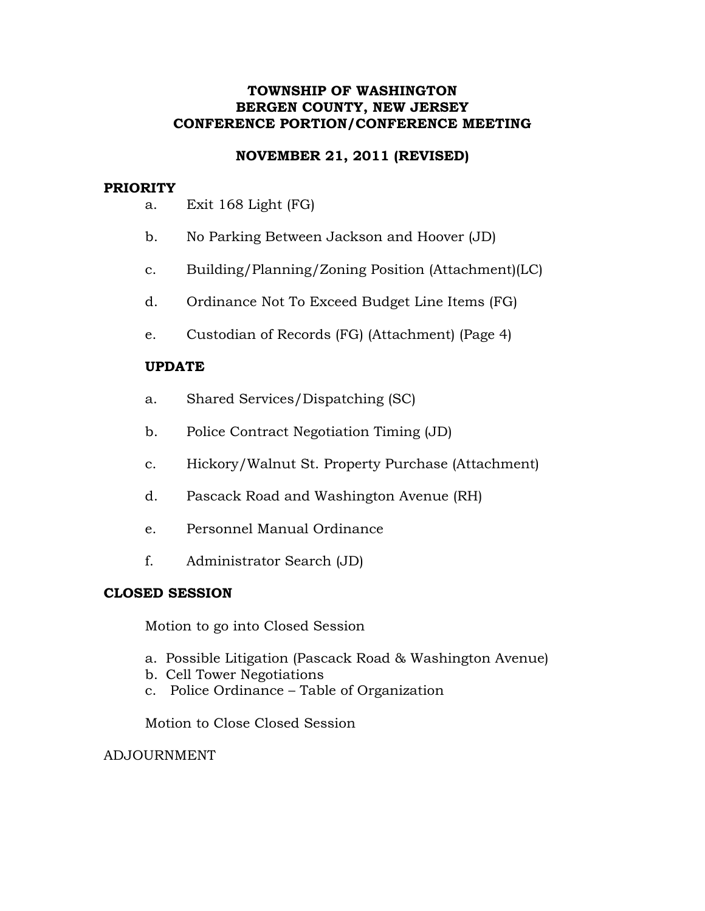**TOWNSHIP OF WASHINGTON**
**BERGEN COUNTY, NEW JERSEY**
**CONFERENCE PORTION/CONFERENCE MEETING**

**NOVEMBER 21, 2011 (REVISED)**

**PRIORITY**

a. Exit 168 Light (FG)

b. No Parking Between Jackson and Hoover (JD)

c. Building/Planning/Zoning Position (Attachment)(LC)

d. Ordinance Not To Exceed Budget Line Items (FG)

e. Custodian of Records (FG) (Attachment) (Page 4)

**UPDATE**

a. Shared Services/Dispatching (SC)

b. Police Contract Negotiation Timing (JD)

c. Hickory/Walnut St. Property Purchase (Attachment)

d. Pascack Road and Washington Avenue (RH)

e. Personnel Manual Ordinance

f. Administrator Search (JD)

**CLOSED SESSION**

Motion to go into Closed Session

a. Possible Litigation (Pascack Road & Washington Avenue)
b. Cell Tower Negotiations
c. Police Ordinance – Table of Organization

Motion to Close Closed Session

ADJOURNMENT